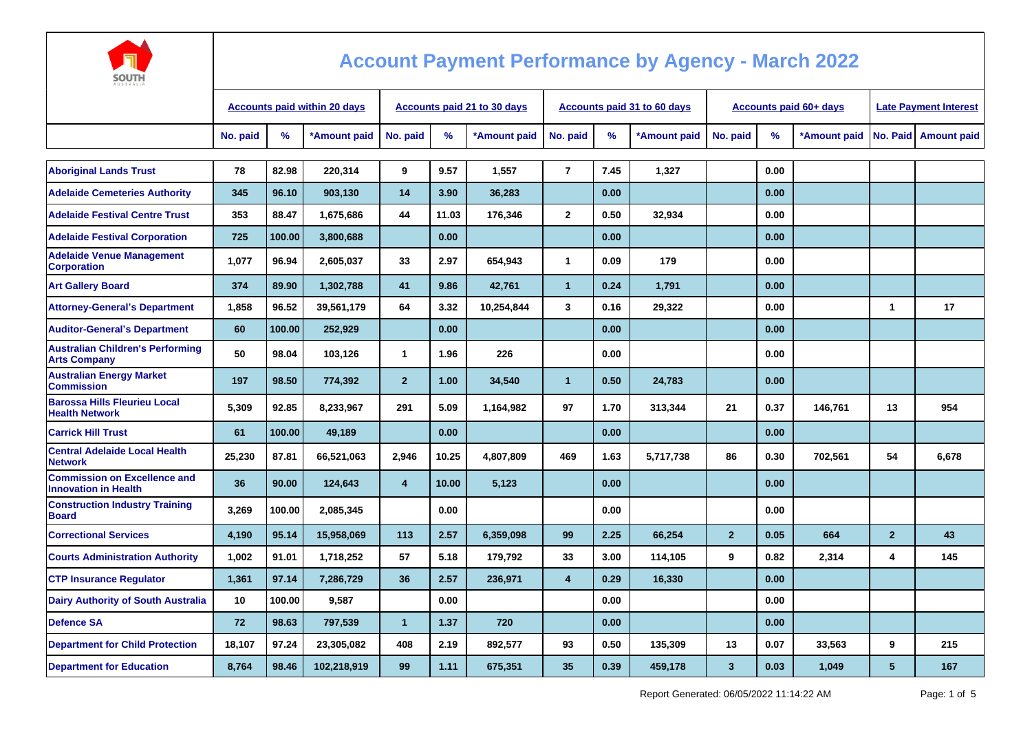# Account Payment Performance by Agency - March 2022

| | Accounts paid within 20 days | | | Accounts paid 21 to 30 days | | | Accounts paid 31 to 60 days | | | Accounts paid 60+ days | | | Late Payment Interest | |
|---|---|---|---|---|---|---|---|---|---|---|---|---|---|---|
| | No. paid | % | *Amount paid | No. paid | % | *Amount paid | No. paid | % | *Amount paid | No. paid | % | *Amount paid | No. Paid | Amount paid |
| Aboriginal Lands Trust | 78 | 82.98 | 220,314 | 9 | 9.57 | 1,557 | 7 | 7.45 | 1,327 | | 0.00 | | | |
| Adelaide Cemeteries Authority | 345 | 96.10 | 903,130 | 14 | 3.90 | 36,283 | | 0.00 | | | 0.00 | | | |
| Adelaide Festival Centre Trust | 353 | 88.47 | 1,675,686 | 44 | 11.03 | 176,346 | 2 | 0.50 | 32,934 | | 0.00 | | | |
| Adelaide Festival Corporation | 725 | 100.00 | 3,800,688 | | 0.00 | | | 0.00 | | | 0.00 | | | |
| Adelaide Venue Management Corporation | 1,077 | 96.94 | 2,605,037 | 33 | 2.97 | 654,943 | 1 | 0.09 | 179 | | 0.00 | | | |
| Art Gallery Board | 374 | 89.90 | 1,302,788 | 41 | 9.86 | 42,761 | 1 | 0.24 | 1,791 | | 0.00 | | | |
| Attorney-General's Department | 1,858 | 96.52 | 39,561,179 | 64 | 3.32 | 10,254,844 | 3 | 0.16 | 29,322 | | 0.00 | | 1 | 17 |
| Auditor-General's Department | 60 | 100.00 | 252,929 | | 0.00 | | | 0.00 | | | 0.00 | | | |
| Australian Children's Performing Arts Company | 50 | 98.04 | 103,126 | 1 | 1.96 | 226 | | 0.00 | | | 0.00 | | | |
| Australian Energy Market Commission | 197 | 98.50 | 774,392 | 2 | 1.00 | 34,540 | 1 | 0.50 | 24,783 | | 0.00 | | | |
| Barossa Hills Fleurieu Local Health Network | 5,309 | 92.85 | 8,233,967 | 291 | 5.09 | 1,164,982 | 97 | 1.70 | 313,344 | 21 | 0.37 | 146,761 | 13 | 954 |
| Carrick Hill Trust | 61 | 100.00 | 49,189 | | 0.00 | | | 0.00 | | | 0.00 | | | |
| Central Adelaide Local Health Network | 25,230 | 87.81 | 66,521,063 | 2,946 | 10.25 | 4,807,809 | 469 | 1.63 | 5,717,738 | 86 | 0.30 | 702,561 | 54 | 6,678 |
| Commission on Excellence and Innovation in Health | 36 | 90.00 | 124,643 | 4 | 10.00 | 5,123 | | 0.00 | | | 0.00 | | | |
| Construction Industry Training Board | 3,269 | 100.00 | 2,085,345 | | 0.00 | | | 0.00 | | | 0.00 | | | |
| Correctional Services | 4,190 | 95.14 | 15,958,069 | 113 | 2.57 | 6,359,098 | 99 | 2.25 | 66,254 | 2 | 0.05 | 664 | 2 | 43 |
| Courts Administration Authority | 1,002 | 91.01 | 1,718,252 | 57 | 5.18 | 179,792 | 33 | 3.00 | 114,105 | 9 | 0.82 | 2,314 | 4 | 145 |
| CTP Insurance Regulator | 1,361 | 97.14 | 7,286,729 | 36 | 2.57 | 236,971 | 4 | 0.29 | 16,330 | | 0.00 | | | |
| Dairy Authority of South Australia | 10 | 100.00 | 9,587 | | 0.00 | | | 0.00 | | | 0.00 | | | |
| Defence SA | 72 | 98.63 | 797,539 | 1 | 1.37 | 720 | | 0.00 | | | 0.00 | | | |
| Department for Child Protection | 18,107 | 97.24 | 23,305,082 | 408 | 2.19 | 892,577 | 93 | 0.50 | 135,309 | 13 | 0.07 | 33,563 | 9 | 215 |
| Department for Education | 8,764 | 98.46 | 102,218,919 | 99 | 1.11 | 675,351 | 35 | 0.39 | 459,178 | 3 | 0.03 | 1,049 | 5 | 167 |

Report Generated: 06/05/2022 11:14:22 AM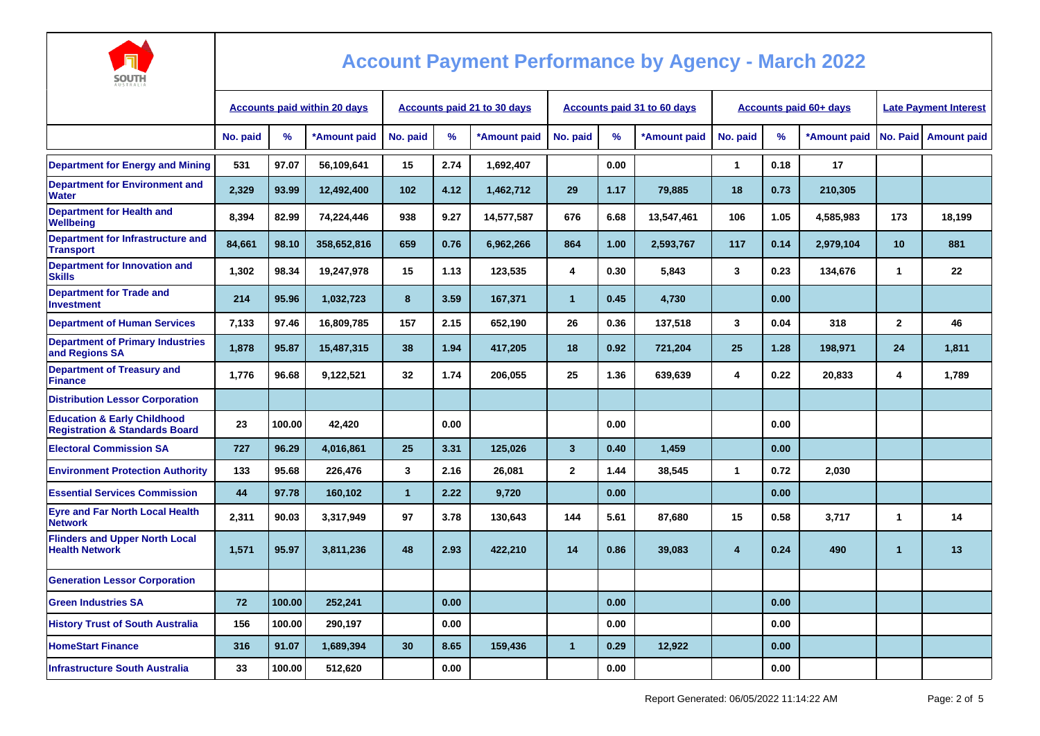# Account Payment Performance by Agency - March 2022

| | Accounts paid within 20 days | | | Accounts paid 21 to 30 days | | | Accounts paid 31 to 60 days | | | Accounts paid 60+ days | | | Late Payment Interest | |
|---|---|---|---|---|---|---|---|---|---|---|---|---|---|---|
| | No. paid | % | *Amount paid | No. paid | % | *Amount paid | No. paid | % | *Amount paid | No. paid | % | *Amount paid | No. Paid | Amount paid |
| Department for Energy and Mining | 531 | 97.07 | 56,109,641 | 15 | 2.74 | 1,692,407 | | 0.00 | | 1 | 0.18 | 17 | | |
| Department for Environment and Water | 2,329 | 93.99 | 12,492,400 | 102 | 4.12 | 1,462,712 | 29 | 1.17 | 79,885 | 18 | 0.73 | 210,305 | | |
| Department for Health and Wellbeing | 8,394 | 82.99 | 74,224,446 | 938 | 9.27 | 14,577,587 | 676 | 6.68 | 13,547,461 | 106 | 1.05 | 4,585,983 | 173 | 18,199 |
| Department for Infrastructure and Transport | 84,661 | 98.10 | 358,652,816 | 659 | 0.76 | 6,962,266 | 864 | 1.00 | 2,593,767 | 117 | 0.14 | 2,979,104 | 10 | 881 |
| Department for Innovation and Skills | 1,302 | 98.34 | 19,247,978 | 15 | 1.13 | 123,535 | 4 | 0.30 | 5,843 | 3 | 0.23 | 134,676 | 1 | 22 |
| Department for Trade and Investment | 214 | 95.96 | 1,032,723 | 8 | 3.59 | 167,371 | 1 | 0.45 | 4,730 | | 0.00 | | | |
| Department of Human Services | 7,133 | 97.46 | 16,809,785 | 157 | 2.15 | 652,190 | 26 | 0.36 | 137,518 | 3 | 0.04 | 318 | 2 | 46 |
| Department of Primary Industries and Regions SA | 1,878 | 95.87 | 15,487,315 | 38 | 1.94 | 417,205 | 18 | 0.92 | 721,204 | 25 | 1.28 | 198,971 | 24 | 1,811 |
| Department of Treasury and Finance | 1,776 | 96.68 | 9,122,521 | 32 | 1.74 | 206,055 | 25 | 1.36 | 639,639 | 4 | 0.22 | 20,833 | 4 | 1,789 |
| Distribution Lessor Corporation | | | | | | | | | | | | | | |
| Education & Early Childhood Registration & Standards Board | 23 | 100.00 | 42,420 | | 0.00 | | | 0.00 | | | 0.00 | | | |
| Electoral Commission SA | 727 | 96.29 | 4,016,861 | 25 | 3.31 | 125,026 | 3 | 0.40 | 1,459 | | 0.00 | | | |
| Environment Protection Authority | 133 | 95.68 | 226,476 | 3 | 2.16 | 26,081 | 2 | 1.44 | 38,545 | 1 | 0.72 | 2,030 | | |
| Essential Services Commission | 44 | 97.78 | 160,102 | 1 | 2.22 | 9,720 | | 0.00 | | | 0.00 | | | |
| Eyre and Far North Local Health Network | 2,311 | 90.03 | 3,317,949 | 97 | 3.78 | 130,643 | 144 | 5.61 | 87,680 | 15 | 0.58 | 3,717 | 1 | 14 |
| Flinders and Upper North Local Health Network | 1,571 | 95.97 | 3,811,236 | 48 | 2.93 | 422,210 | 14 | 0.86 | 39,083 | 4 | 0.24 | 490 | 1 | 13 |
| Generation Lessor Corporation | | | | | | | | | | | | | | |
| Green Industries SA | 72 | 100.00 | 252,241 | | 0.00 | | | 0.00 | | | 0.00 | | | |
| History Trust of South Australia | 156 | 100.00 | 290,197 | | 0.00 | | | 0.00 | | | 0.00 | | | |
| HomeStart Finance | 316 | 91.07 | 1,689,394 | 30 | 8.65 | 159,436 | 1 | 0.29 | 12,922 | | 0.00 | | | |
| Infrastructure South Australia | 33 | 100.00 | 512,620 | | 0.00 | | | 0.00 | | | 0.00 | | | |

Report Generated: 06/05/2022 11:14:22 AM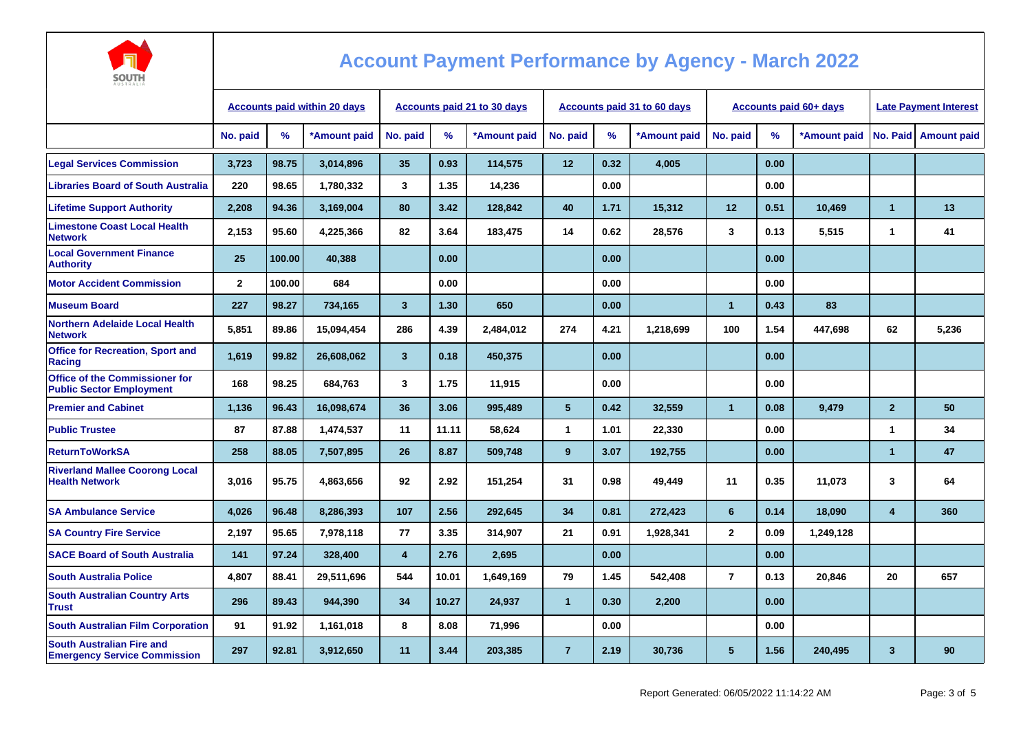# Account Payment Performance by Agency - March 2022

| | Accounts paid within 20 days | | | Accounts paid 21 to 30 days | | | Accounts paid 31 to 60 days | | | Accounts paid 60+ days | | | Late Payment Interest | |
|---|---|---|---|---|---|---|---|---|---|---|---|---|---|---|
| | No. paid | % | *Amount paid | No. paid | % | *Amount paid | No. paid | % | *Amount paid | No. paid | % | *Amount paid | No. Paid | Amount paid |
| Legal Services Commission | 3,723 | 98.75 | 3,014,896 | 35 | 0.93 | 114,575 | 12 | 0.32 | 4,005 | | 0.00 | | | |
| Libraries Board of South Australia | 220 | 98.65 | 1,780,332 | 3 | 1.35 | 14,236 | | 0.00 | | | 0.00 | | | |
| Lifetime Support Authority | 2,208 | 94.36 | 3,169,004 | 80 | 3.42 | 128,842 | 40 | 1.71 | 15,312 | 12 | 0.51 | 10,469 | 1 | 13 |
| Limestone Coast Local Health Network | 2,153 | 95.60 | 4,225,366 | 82 | 3.64 | 183,475 | 14 | 0.62 | 28,576 | 3 | 0.13 | 5,515 | 1 | 41 |
| Local Government Finance Authority | 25 | 100.00 | 40,388 | | 0.00 | | | 0.00 | | | 0.00 | | | |
| Motor Accident Commission | 2 | 100.00 | 684 | | 0.00 | | | 0.00 | | | 0.00 | | | |
| Museum Board | 227 | 98.27 | 734,165 | 3 | 1.30 | 650 | | 0.00 | | 1 | 0.43 | 83 | | |
| Northern Adelaide Local Health Network | 5,851 | 89.86 | 15,094,454 | 286 | 4.39 | 2,484,012 | 274 | 4.21 | 1,218,699 | 100 | 1.54 | 447,698 | 62 | 5,236 |
| Office for Recreation, Sport and Racing | 1,619 | 99.82 | 26,608,062 | 3 | 0.18 | 450,375 | | 0.00 | | | 0.00 | | | |
| Office of the Commissioner for Public Sector Employment | 168 | 98.25 | 684,763 | 3 | 1.75 | 11,915 | | 0.00 | | | 0.00 | | | |
| Premier and Cabinet | 1,136 | 96.43 | 16,098,674 | 36 | 3.06 | 995,489 | 5 | 0.42 | 32,559 | 1 | 0.08 | 9,479 | 2 | 50 |
| Public Trustee | 87 | 87.88 | 1,474,537 | 11 | 11.11 | 58,624 | 1 | 1.01 | 22,330 | | 0.00 | | 1 | 34 |
| ReturnToWorkSA | 258 | 88.05 | 7,507,895 | 26 | 8.87 | 509,748 | 9 | 3.07 | 192,755 | | 0.00 | | 1 | 47 |
| Riverland Mallee Coorong Local Health Network | 3,016 | 95.75 | 4,863,656 | 92 | 2.92 | 151,254 | 31 | 0.98 | 49,449 | 11 | 0.35 | 11,073 | 3 | 64 |
| SA Ambulance Service | 4,026 | 96.48 | 8,286,393 | 107 | 2.56 | 292,645 | 34 | 0.81 | 272,423 | 6 | 0.14 | 18,090 | 4 | 360 |
| SA Country Fire Service | 2,197 | 95.65 | 7,978,118 | 77 | 3.35 | 314,907 | 21 | 0.91 | 1,928,341 | 2 | 0.09 | 1,249,128 | | |
| SACE Board of South Australia | 141 | 97.24 | 328,400 | 4 | 2.76 | 2,695 | | 0.00 | | | 0.00 | | | |
| South Australia Police | 4,807 | 88.41 | 29,511,696 | 544 | 10.01 | 1,649,169 | 79 | 1.45 | 542,408 | 7 | 0.13 | 20,846 | 20 | 657 |
| South Australian Country Arts Trust | 296 | 89.43 | 944,390 | 34 | 10.27 | 24,937 | 1 | 0.30 | 2,200 | | 0.00 | | | |
| South Australian Film Corporation | 91 | 91.92 | 1,161,018 | 8 | 8.08 | 71,996 | | 0.00 | | | 0.00 | | | |
| South Australian Fire and Emergency Service Commission | 297 | 92.81 | 3,912,650 | 11 | 3.44 | 203,385 | 7 | 2.19 | 30,736 | 5 | 1.56 | 240,495 | 3 | 90 |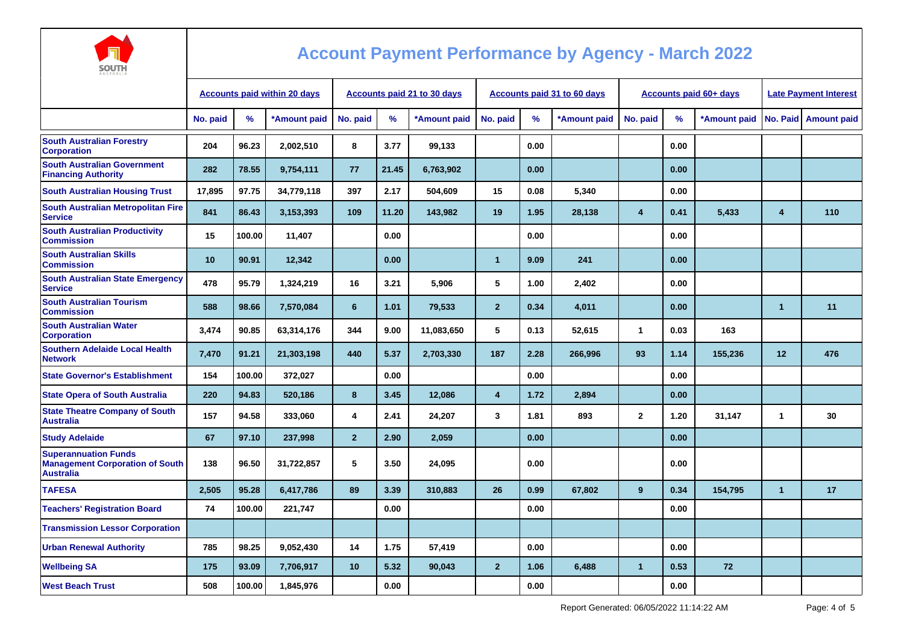# Account Payment Performance by Agency - March 2022

| | Accounts paid within 20 days | | | Accounts paid 21 to 30 days | | | Accounts paid 31 to 60 days | | | Accounts paid 60+ days | | | Late Payment Interest | |
|---|---|---|---|---|---|---|---|---|---|---|---|---|---|---|
| | No. paid | % | *Amount paid | No. paid | % | *Amount paid | No. paid | % | *Amount paid | No. paid | % | *Amount paid | No. Paid | Amount paid |
| South Australian Forestry Corporation | 204 | 96.23 | 2,002,510 | 8 | 3.77 | 99,133 | | 0.00 | | | 0.00 | | | |
| South Australian Government Financing Authority | 282 | 78.55 | 9,754,111 | 77 | 21.45 | 6,763,902 | | 0.00 | | | 0.00 | | | |
| South Australian Housing Trust | 17,895 | 97.75 | 34,779,118 | 397 | 2.17 | 504,609 | 15 | 0.08 | 5,340 | | 0.00 | | | |
| South Australian Metropolitan Fire Service | 841 | 86.43 | 3,153,393 | 109 | 11.20 | 143,982 | 19 | 1.95 | 28,138 | 4 | 0.41 | 5,433 | 4 | 110 |
| South Australian Productivity Commission | 15 | 100.00 | 11,407 | | 0.00 | | | 0.00 | | | 0.00 | | | |
| South Australian Skills Commission | 10 | 90.91 | 12,342 | | 0.00 | | 1 | 9.09 | 241 | | 0.00 | | | |
| South Australian State Emergency Service | 478 | 95.79 | 1,324,219 | 16 | 3.21 | 5,906 | 5 | 1.00 | 2,402 | | 0.00 | | | |
| South Australian Tourism Commission | 588 | 98.66 | 7,570,084 | 6 | 1.01 | 79,533 | 2 | 0.34 | 4,011 | | 0.00 | | 1 | 11 |
| South Australian Water Corporation | 3,474 | 90.85 | 63,314,176 | 344 | 9.00 | 11,083,650 | 5 | 0.13 | 52,615 | 1 | 0.03 | 163 | | |
| Southern Adelaide Local Health Network | 7,470 | 91.21 | 21,303,198 | 440 | 5.37 | 2,703,330 | 187 | 2.28 | 266,996 | 93 | 1.14 | 155,236 | 12 | 476 |
| State Governor's Establishment | 154 | 100.00 | 372,027 | | 0.00 | | | 0.00 | | | 0.00 | | | |
| State Opera of South Australia | 220 | 94.83 | 520,186 | 8 | 3.45 | 12,086 | 4 | 1.72 | 2,894 | | 0.00 | | | |
| State Theatre Company of South Australia | 157 | 94.58 | 333,060 | 4 | 2.41 | 24,207 | 3 | 1.81 | 893 | 2 | 1.20 | 31,147 | 1 | 30 |
| Study Adelaide | 67 | 97.10 | 237,998 | 2 | 2.90 | 2,059 | | 0.00 | | | 0.00 | | | |
| Superannuation Funds Management Corporation of South Australia | 138 | 96.50 | 31,722,857 | 5 | 3.50 | 24,095 | | 0.00 | | | 0.00 | | | |
| TAFESA | 2,505 | 95.28 | 6,417,786 | 89 | 3.39 | 310,883 | 26 | 0.99 | 67,802 | 9 | 0.34 | 154,795 | 1 | 17 |
| Teachers' Registration Board | 74 | 100.00 | 221,747 | | 0.00 | | | 0.00 | | | 0.00 | | | |
| Transmission Lessor Corporation | | | | | | | | | | | | | | |
| Urban Renewal Authority | 785 | 98.25 | 9,052,430 | 14 | 1.75 | 57,419 | | 0.00 | | | 0.00 | | | |
| Wellbeing SA | 175 | 93.09 | 7,706,917 | 10 | 5.32 | 90,043 | 2 | 1.06 | 6,488 | 1 | 0.53 | 72 | | |
| West Beach Trust | 508 | 100.00 | 1,845,976 | | 0.00 | | | 0.00 | | | 0.00 | | | |

Report Generated: 06/05/2022 11:14:22 AM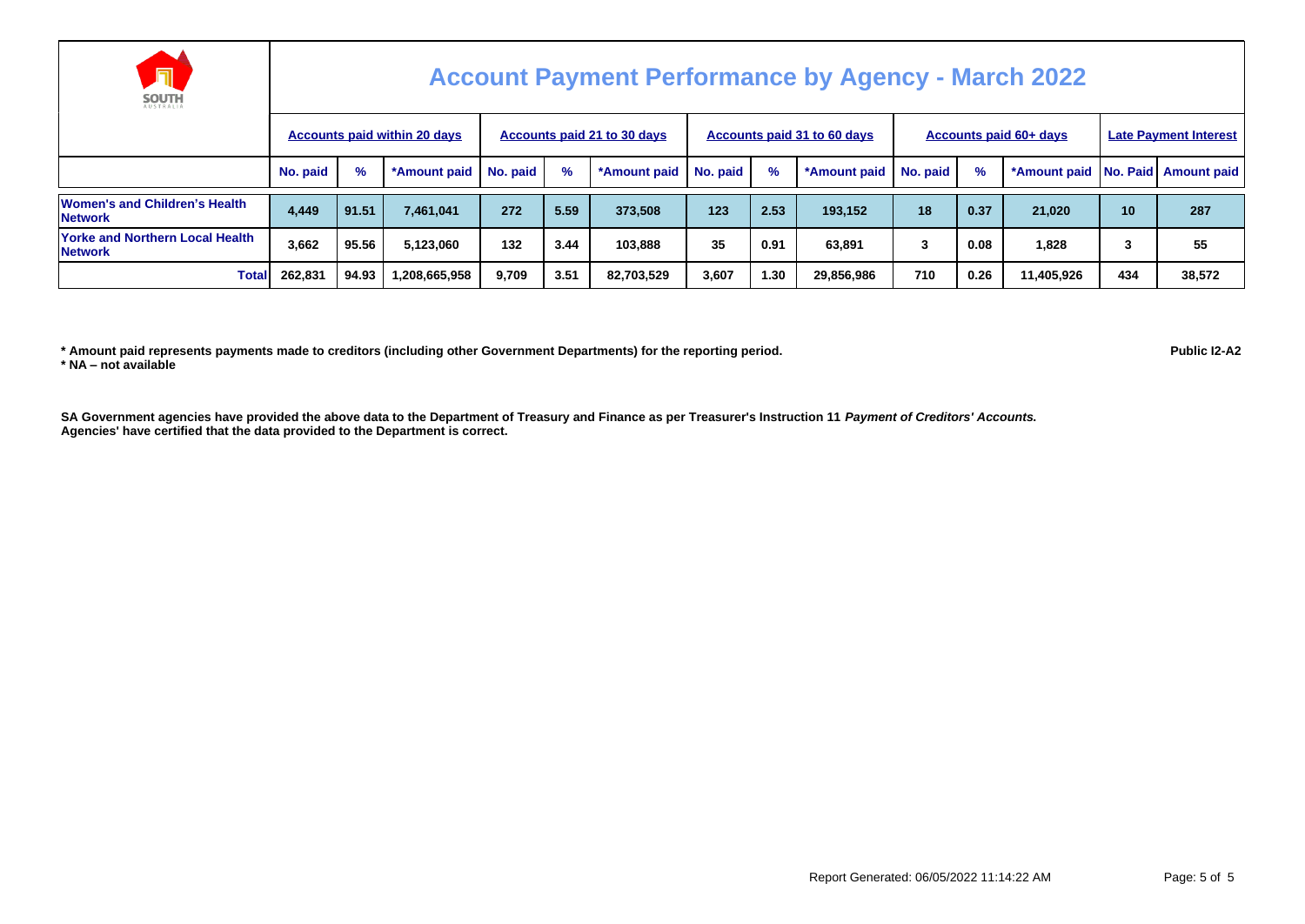# Account Payment Performance by Agency - March 2022

| | Accounts paid within 20 days | | | Accounts paid 21 to 30 days | | | Accounts paid 31 to 60 days | | | Accounts paid 60+ days | | | Late Payment Interest | |
|---|---|---|---|---|---|---|---|---|---|---|---|---|---|---|
| | No. paid | % | *Amount paid | No. paid | % | *Amount paid | No. paid | % | *Amount paid | No. paid | % | *Amount paid | No. Paid | Amount paid |
| **Women's and Children's Health Network** | 4,449 | 91.51 | 7,461,041 | 272 | 5.59 | 373,508 | 123 | 2.53 | 193,152 | 18 | 0.37 | 21,020 | 10 | 287 |
| **Yorke and Northern Local Health Network** | 3,662 | 95.56 | 5,123,060 | 132 | 3.44 | 103,888 | 35 | 0.91 | 63,891 | 3 | 0.08 | 1,828 | 3 | 55 |
| **Total** | 262,831 | 94.93 | 1,208,665,958 | 9,709 | 3.51 | 82,703,529 | 3,607 | 1.30 | 29,856,986 | 710 | 0.26 | 11,405,926 | 434 | 38,572 |

**\* Amount paid represents payments made to creditors (including other Government Departments) for the reporting period.**
**\* NA – not available**

**Public I2-A2**

**SA Government agencies have provided the above data to the Department of Treasury and Finance as per Treasurer's Instruction 11 *Payment of Creditors' Accounts.***
**Agencies' have certified that the data provided to the Department is correct.**

Report Generated: 06/05/2022 11:14:22 AM